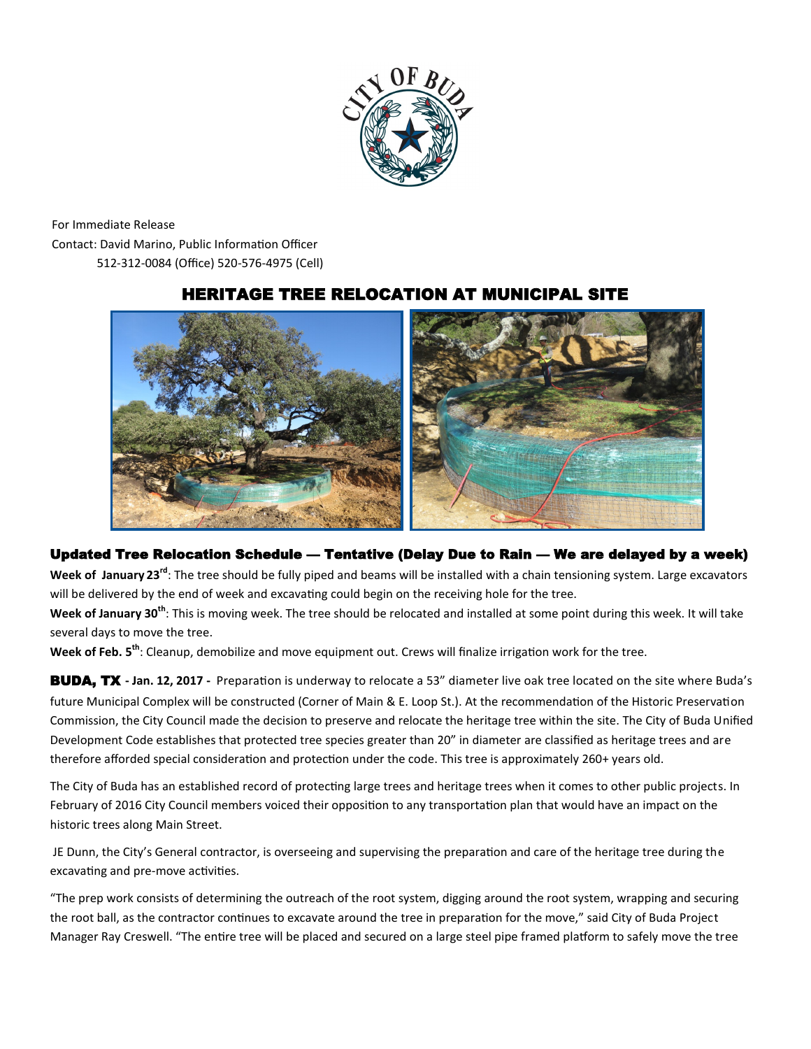For Immediate Release

Contact: David Marino, Public Information Officer

512-312-0084 (Office) 520-576-4975 (Cell)

# HERITAGE TREE RELOCATION AT MUNICIPAL SITE

## Updated Tree Relocation Schedule — Tentative (Delay Due to Rain — We are delayed by a week)

**Week of January 23rd**: The tree should be fully piped and beams will be installed with a chain tensioning system. Large excavators will be delivered by the end of week and excavating could begin on the receiving hole for the tree.

**Week of January 30th**: This is moving week. The tree should be relocated and installed at some point during this week. It will take several days to move the tree.

**Week of Feb. 5th**: Cleanup, demobilize and move equipment out. Crews will finalize irrigation work for the tree.

**BUDA, TX - Jan. 12, 2017 -** Preparation is underway to relocate a 53" diameter live oak tree located on the site where Buda's future Municipal Complex will be constructed (Corner of Main & E. Loop St.). At the recommendation of the Historic Preservation Commission, the City Council made the decision to preserve and relocate the heritage tree within the site. The City of Buda Unified Development Code establishes that protected tree species greater than 20" in diameter are classified as heritage trees and are therefore afforded special consideration and protection under the code. This tree is approximately 260+ years old.

The City of Buda has an established record of protecting large trees and heritage trees when it comes to other public projects. In February of 2016 City Council members voiced their opposition to any transportation plan that would have an impact on the historic trees along Main Street.

JE Dunn, the City's General contractor, is overseeing and supervising the preparation and care of the heritage tree during the excavating and pre-move activities.

"The prep work consists of determining the outreach of the root system, digging around the root system, wrapping and securing the root ball, as the contractor continues to excavate around the tree in preparation for the move," said City of Buda Project Manager Ray Creswell. "The entire tree will be placed and secured on a large steel pipe framed platform to safely move the tree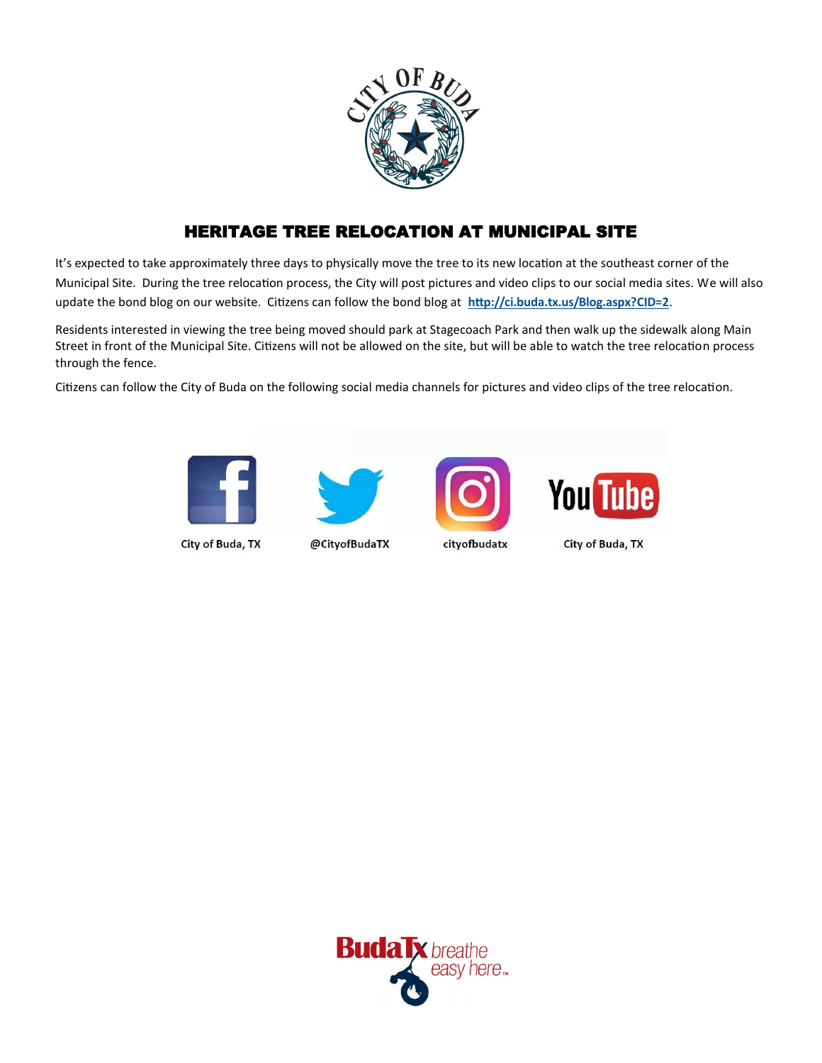# HERITAGE TREE RELOCATION AT MUNICIPAL SITE

It's expected to take approximately three days to physically move the tree to its new location at the southeast corner of the Municipal Site. During the tree relocation process, the City will post pictures and video clips to our social media sites. We will also update the bond blog on our website. Citizens can follow the bond blog at **http://ci.buda.tx.us/Blog.aspx?CID=2**.

Residents interested in viewing the tree being moved should park at Stagecoach Park and then walk up the sidewalk along Main Street in front of the Municipal Site. Citizens will not be allowed on the site, but will be able to watch the tree relocation process through the fence.

Citizens can follow the City of Buda on the following social media channels for pictures and video clips of the tree relocation.

**City of Buda, TX**

**@CityofBudaTX**

**cityofbudatx**

**City of Buda, TX**